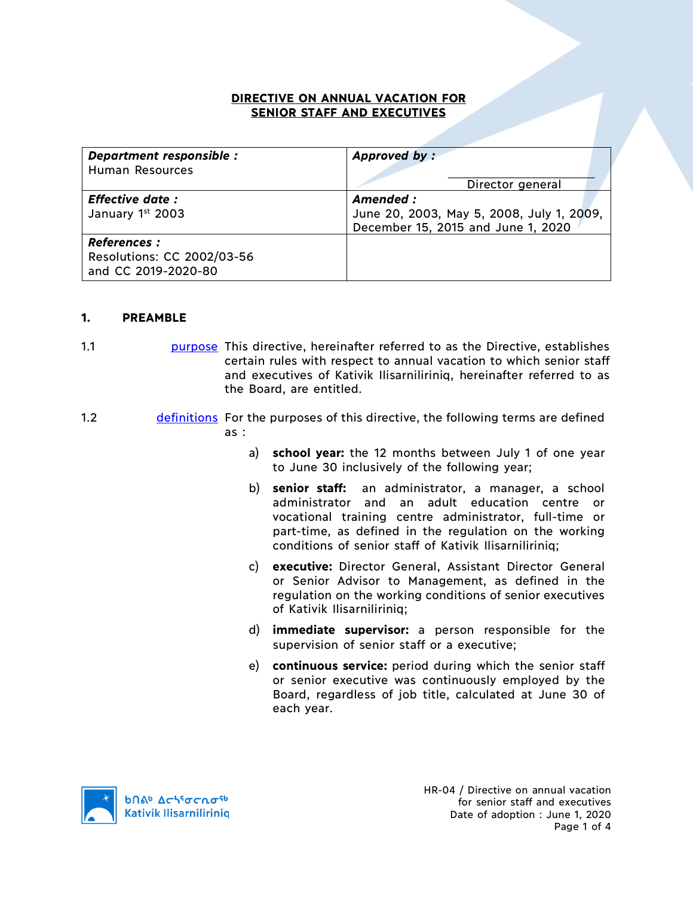# DIRECTIVE ON ANNUAL VACATION FOR SENIOR STAFF AND EXECUTIVES

| ***Department responsible :*** Human Resources | ***Approved by :*** Director general |
|---|---|
| ***Effective date :*** January 1st 2003 | ***Amended :*** June 20, 2003, May 5, 2008, July 1, 2009, December 15, 2015 and June 1, 2020 |
| ***References :*** Resolutions: CC 2002/03-56 and CC 2019-2020-80 | |

## 1. PREAMBLE

1.1 purpose

This directive, hereinafter referred to as the Directive, establishes certain rules with respect to annual vacation to which senior staff and executives of Kativik Ilisarniliriniq, hereinafter referred to as the Board, are entitled.

1.2 definitions

For the purposes of this directive, the following terms are defined as :

a) **school year:** the 12 months between July 1 of one year to June 30 inclusively of the following year;

b) **senior staff:** an administrator, a manager, a school administrator and an adult education centre or vocational training centre administrator, full-time or part-time, as defined in the regulation on the working conditions of senior staff of Kativik Ilisarniliriniq;

c) **executive:** Director General, Assistant Director General or Senior Advisor to Management, as defined in the regulation on the working conditions of senior executives of Kativik Ilisarniliriniq;

d) **immediate supervisor:** a person responsible for the supervision of senior staff or a executive;

e) **continuous service:** period during which the senior staff or senior executive was continuously employed by the Board, regardless of job title, calculated at June 30 of each year.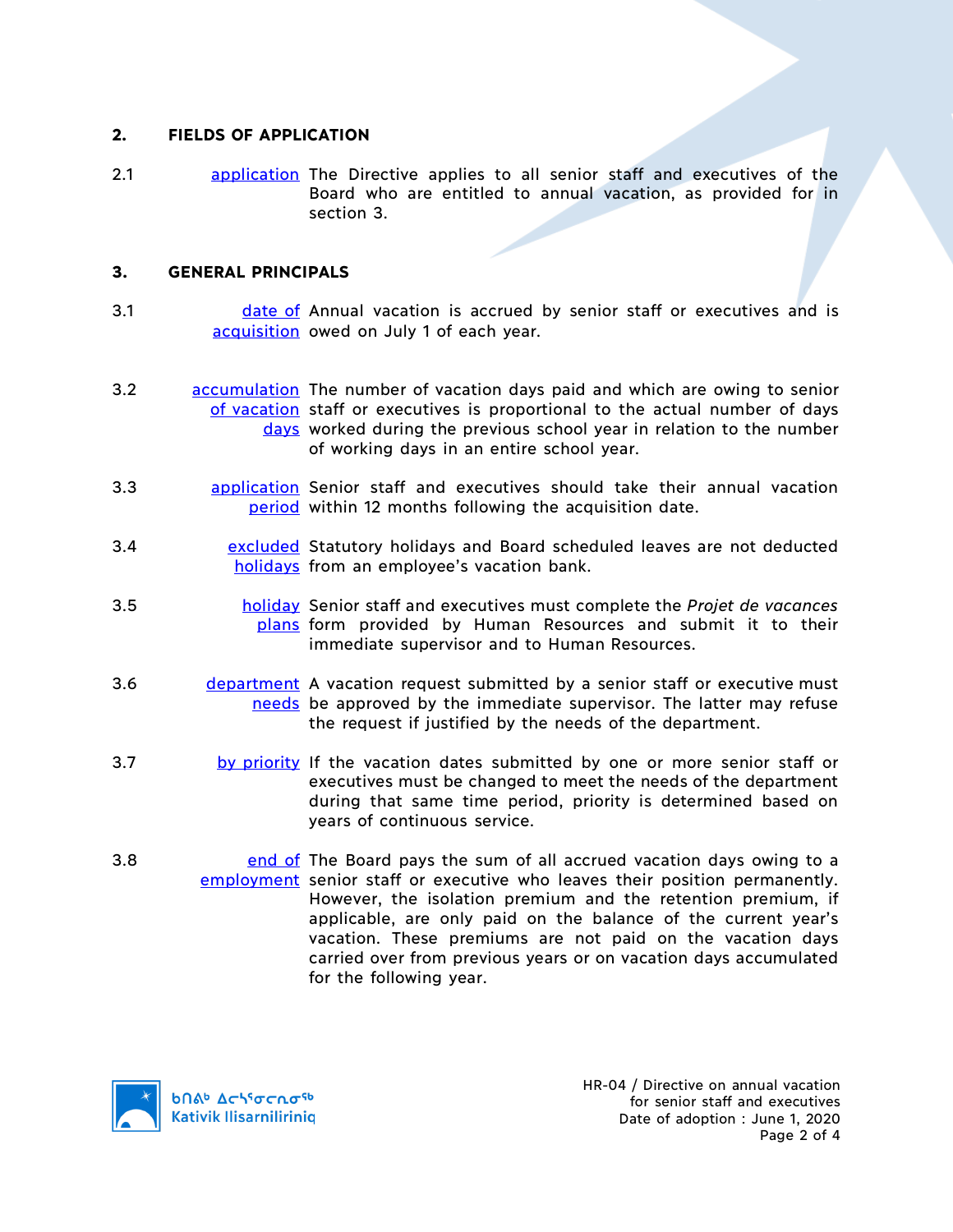## 2. FIELDS OF APPLICATION

2.1 application The Directive applies to all senior staff and executives of the Board who are entitled to annual vacation, as provided for in section 3.

## 3. GENERAL PRINCIPALS

3.1 date of acquisition Annual vacation is accrued by senior staff or executives and is owed on July 1 of each year.

3.2 accumulation of vacation days The number of vacation days paid and which are owing to senior staff or executives is proportional to the actual number of days worked during the previous school year in relation to the number of working days in an entire school year.

3.3 application period Senior staff and executives should take their annual vacation within 12 months following the acquisition date.

3.4 excluded holidays Statutory holidays and Board scheduled leaves are not deducted from an employee's vacation bank.

3.5 holiday plans Senior staff and executives must complete the *Projet de vacances* form provided by Human Resources and submit it to their immediate supervisor and to Human Resources.

3.6 department needs A vacation request submitted by a senior staff or executive must be approved by the immediate supervisor. The latter may refuse the request if justified by the needs of the department.

3.7 by priority If the vacation dates submitted by one or more senior staff or executives must be changed to meet the needs of the department during that same time period, priority is determined based on years of continuous service.

3.8 end of employment The Board pays the sum of all accrued vacation days owing to a senior staff or executive who leaves their position permanently. However, the isolation premium and the retention premium, if applicable, are only paid on the balance of the current year's vacation. These premiums are not paid on the vacation days carried over from previous years or on vacation days accumulated for the following year.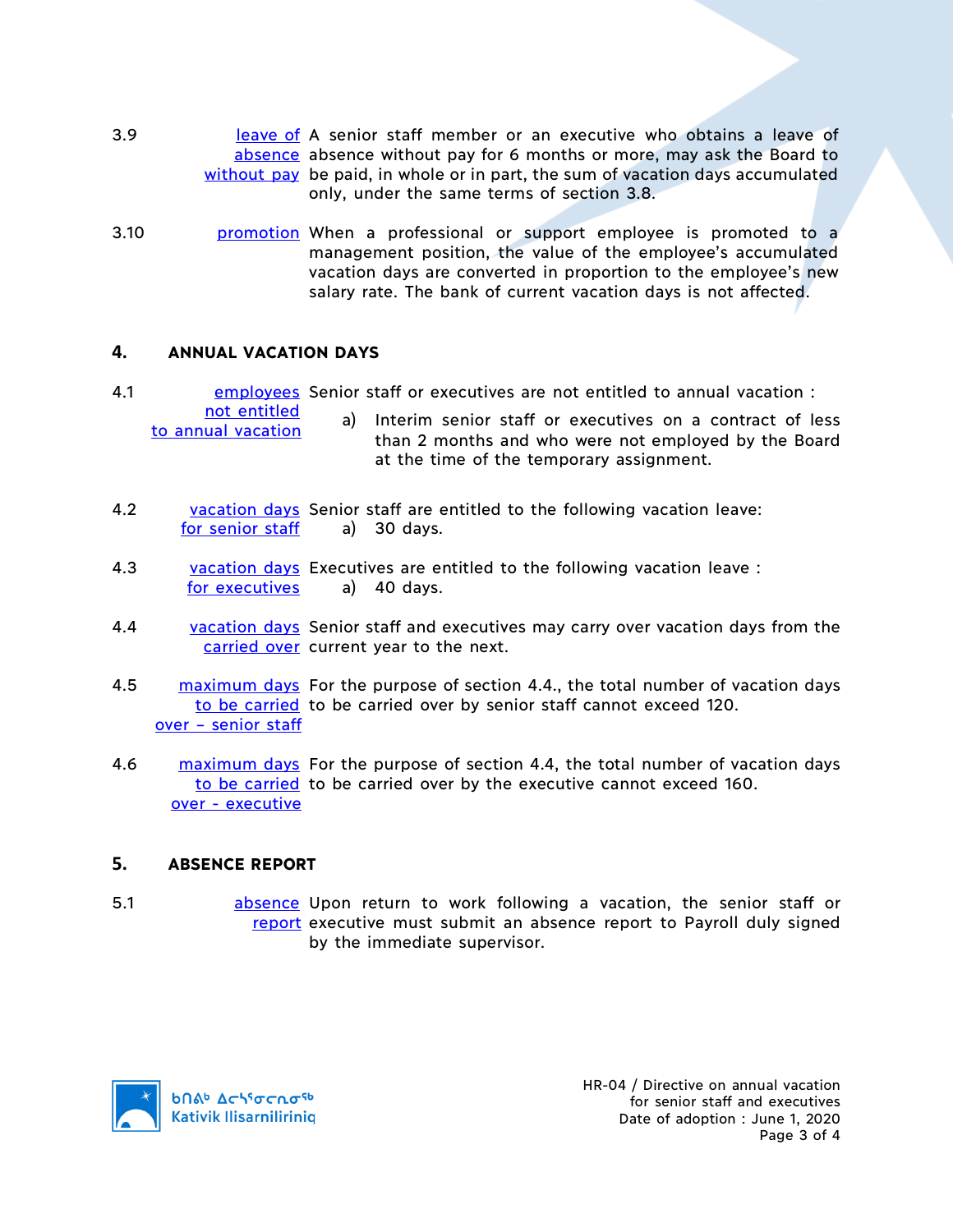3.9 **leave of absence without pay** A senior staff member or an executive who obtains a leave of absence without pay for 6 months or more, may ask the Board to be paid, in whole or in part, the sum of vacation days accumulated only, under the same terms of section 3.8.

3.10 **promotion** When a professional or support employee is promoted to a management position, the value of the employee's accumulated vacation days are converted in proportion to the employee's new salary rate. The bank of current vacation days is not affected.

## 4. ANNUAL VACATION DAYS

4.1 **employees not entitled to annual vacation** Senior staff or executives are not entitled to annual vacation :

a) Interim senior staff or executives on a contract of less than 2 months and who were not employed by the Board at the time of the temporary assignment.

4.2 **vacation days for senior staff** Senior staff are entitled to the following vacation leave:

a) 30 days.

4.3 **vacation days for executives** Executives are entitled to the following vacation leave :

a) 40 days.

4.4 **vacation days carried over** Senior staff and executives may carry over vacation days from the current year to the next.

4.5 **maximum days to be carried over – senior staff** For the purpose of section 4.4., the total number of vacation days to be carried over by senior staff cannot exceed 120.

4.6 **maximum days to be carried over - executive** For the purpose of section 4.4, the total number of vacation days to be carried over by the executive cannot exceed 160.

## 5. ABSENCE REPORT

5.1 **absence report** Upon return to work following a vacation, the senior staff or executive must submit an absence report to Payroll duly signed by the immediate supervisor.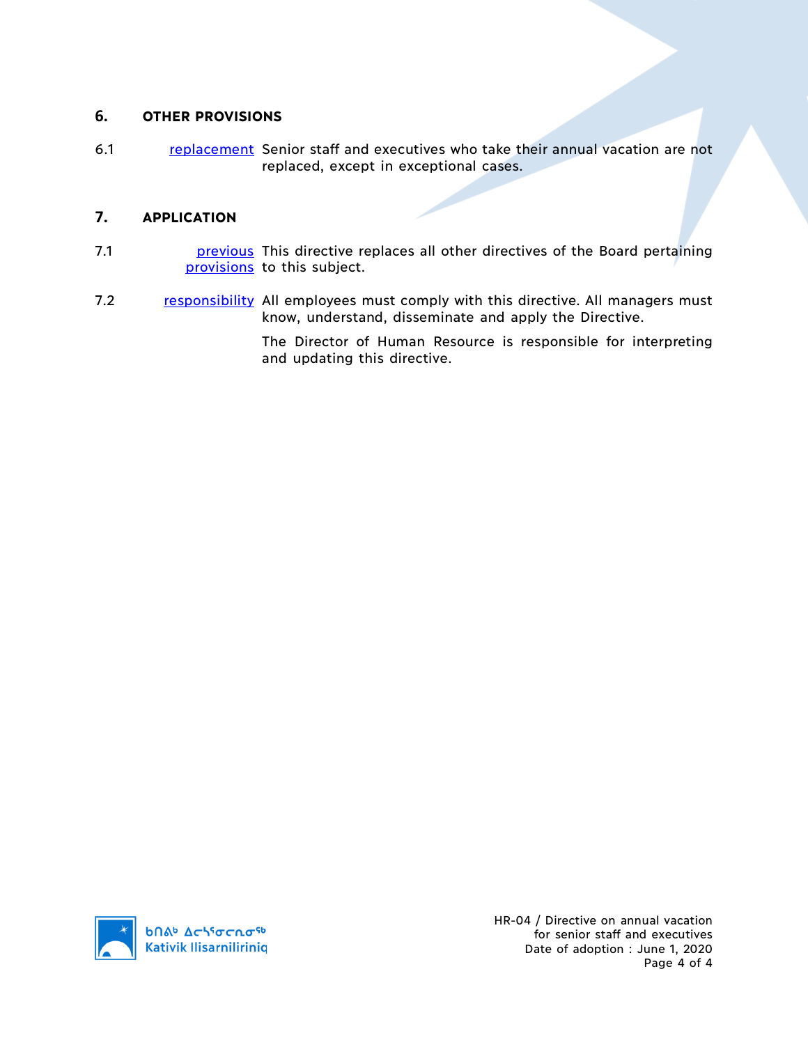## 6. OTHER PROVISIONS

6.1 replacement — Senior staff and executives who take their annual vacation are not replaced, except in exceptional cases.

## 7. APPLICATION

7.1 previous provisions — This directive replaces all other directives of the Board pertaining to this subject.

7.2 responsibility — All employees must comply with this directive. All managers must know, understand, disseminate and apply the Directive.

The Director of Human Resource is responsible for interpreting and updating this directive.